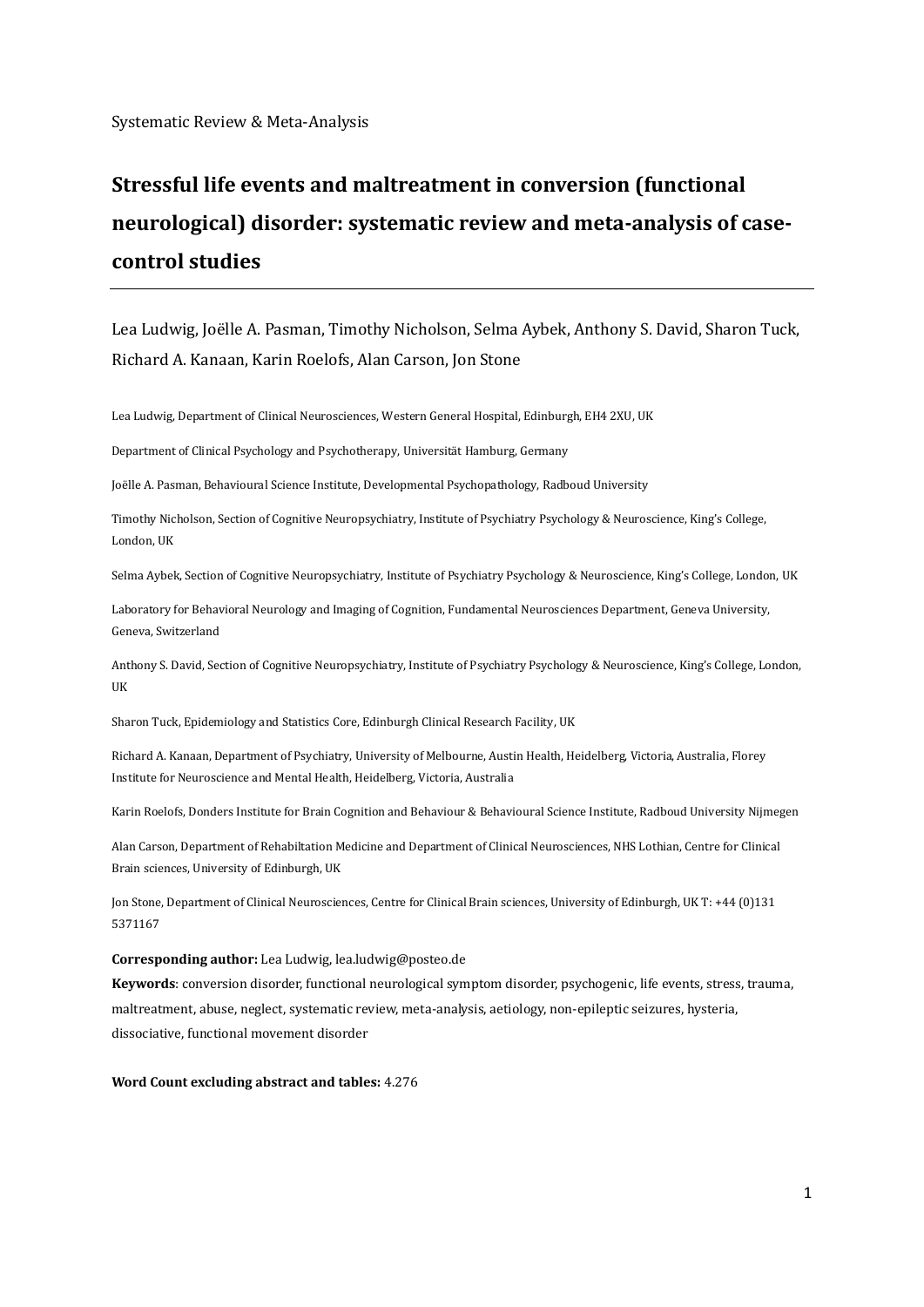Systematic Review & Meta-Analysis

# Stressful life events and maltreatment in conversion (functional neurological) disorder: systematic review and meta-analysis of case-control studies

Lea Ludwig, Joëlle A. Pasman, Timothy Nicholson, Selma Aybek, Anthony S. David, Sharon Tuck, Richard A. Kanaan, Karin Roelofs, Alan Carson, Jon Stone

Lea Ludwig, Department of Clinical Neurosciences, Western General Hospital, Edinburgh, EH4 2XU, UK

Department of Clinical Psychology and Psychotherapy, Universität Hamburg, Germany

Joëlle A. Pasman, Behavioural Science Institute, Developmental Psychopathology, Radboud University

Timothy Nicholson, Section of Cognitive Neuropsychiatry, Institute of Psychiatry Psychology & Neuroscience, King's College, London, UK

Selma Aybek, Section of Cognitive Neuropsychiatry, Institute of Psychiatry Psychology & Neuroscience, King's College, London, UK

Laboratory for Behavioral Neurology and Imaging of Cognition, Fundamental Neurosciences Department, Geneva University, Geneva, Switzerland

Anthony S. David, Section of Cognitive Neuropsychiatry, Institute of Psychiatry Psychology & Neuroscience, King's College, London, UK

Sharon Tuck, Epidemiology and Statistics Core, Edinburgh Clinical Research Facility, UK

Richard A. Kanaan, Department of Psychiatry, University of Melbourne, Austin Health, Heidelberg, Victoria, Australia, Florey Institute for Neuroscience and Mental Health, Heidelberg, Victoria, Australia

Karin Roelofs, Donders Institute for Brain Cognition and Behaviour & Behavioural Science Institute, Radboud University Nijmegen

Alan Carson, Department of Rehabiltation Medicine and Department of Clinical Neurosciences, NHS Lothian, Centre for Clinical Brain sciences, University of Edinburgh, UK

Jon Stone, Department of Clinical Neurosciences, Centre for Clinical Brain sciences, University of Edinburgh, UK T: +44 (0)131 5371167

**Corresponding author:** Lea Ludwig, lea.ludwig@posteo.de

**Keywords**: conversion disorder, functional neurological symptom disorder, psychogenic, life events, stress, trauma, maltreatment, abuse, neglect, systematic review, meta-analysis, aetiology, non-epileptic seizures, hysteria, dissociative, functional movement disorder

**Word Count excluding abstract and tables:** 4.276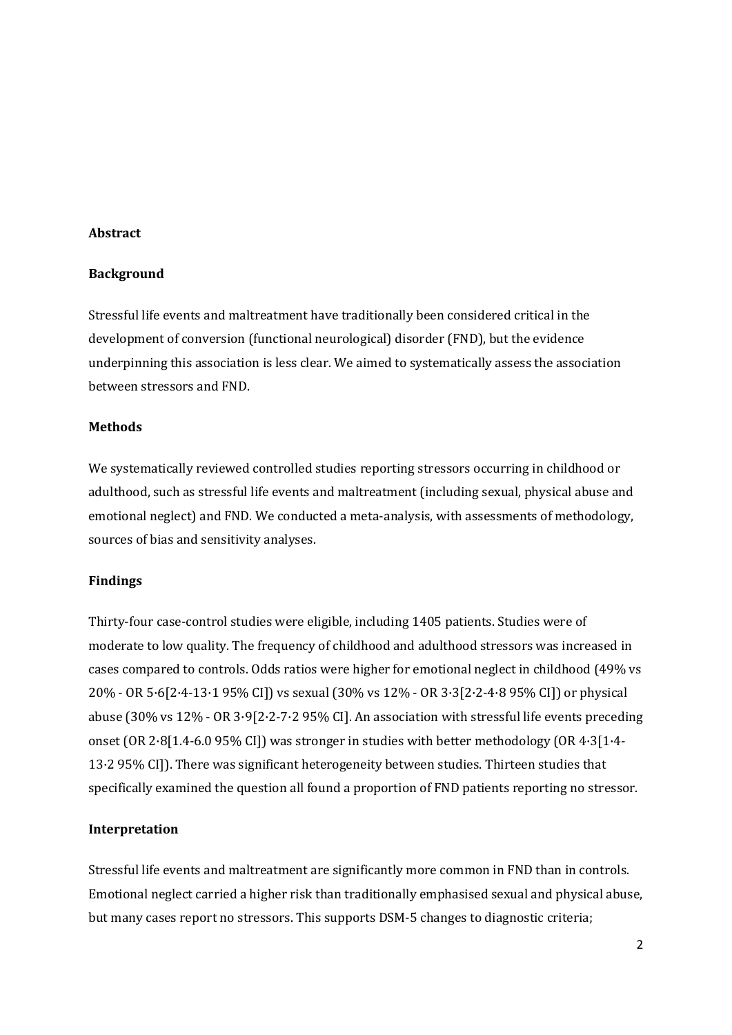**Abstract**

**Background**

Stressful life events and maltreatment have traditionally been considered critical in the development of conversion (functional neurological) disorder (FND), but the evidence underpinning this association is less clear. We aimed to systematically assess the association between stressors and FND.

**Methods**

We systematically reviewed controlled studies reporting stressors occurring in childhood or adulthood, such as stressful life events and maltreatment (including sexual, physical abuse and emotional neglect) and FND. We conducted a meta-analysis, with assessments of methodology, sources of bias and sensitivity analyses.

**Findings**

Thirty-four case-control studies were eligible, including 1405 patients. Studies were of moderate to low quality. The frequency of childhood and adulthood stressors was increased in cases compared to controls. Odds ratios were higher for emotional neglect in childhood (49% vs 20% - OR 5·6[2·4-13·1 95% CI]) vs sexual (30% vs 12% - OR 3·3[2·2-4·8 95% CI]) or physical abuse (30% vs 12% - OR 3·9[2·2-7·2 95% CI]. An association with stressful life events preceding onset (OR 2·8[1.4-6.0 95% CI]) was stronger in studies with better methodology (OR 4·3[1·4-13·2 95% CI]). There was significant heterogeneity between studies. Thirteen studies that specifically examined the question all found a proportion of FND patients reporting no stressor.

**Interpretation**

Stressful life events and maltreatment are significantly more common in FND than in controls. Emotional neglect carried a higher risk than traditionally emphasised sexual and physical abuse, but many cases report no stressors. This supports DSM-5 changes to diagnostic criteria;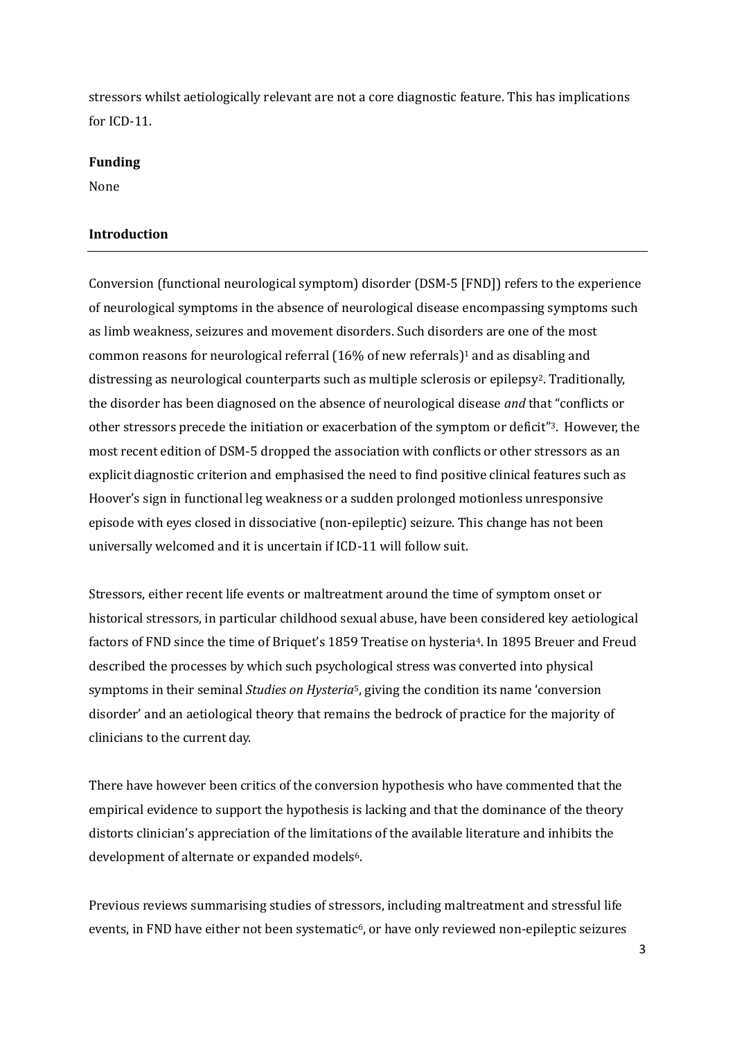stressors whilst aetiologically relevant are not a core diagnostic feature. This has implications for ICD-11.

**Funding**

None

**Introduction**

Conversion (functional neurological symptom) disorder (DSM-5 [FND]) refers to the experience of neurological symptoms in the absence of neurological disease encompassing symptoms such as limb weakness, seizures and movement disorders. Such disorders are one of the most common reasons for neurological referral (16% of new referrals)[1] and as disabling and distressing as neurological counterparts such as multiple sclerosis or epilepsy[2]. Traditionally, the disorder has been diagnosed on the absence of neurological disease *and* that "conflicts or other stressors precede the initiation or exacerbation of the symptom or deficit"[3]. However, the most recent edition of DSM-5 dropped the association with conflicts or other stressors as an explicit diagnostic criterion and emphasised the need to find positive clinical features such as Hoover's sign in functional leg weakness or a sudden prolonged motionless unresponsive episode with eyes closed in dissociative (non-epileptic) seizure. This change has not been universally welcomed and it is uncertain if ICD-11 will follow suit.

Stressors, either recent life events or maltreatment around the time of symptom onset or historical stressors, in particular childhood sexual abuse, have been considered key aetiological factors of FND since the time of Briquet's 1859 Treatise on hysteria[4]. In 1895 Breuer and Freud described the processes by which such psychological stress was converted into physical symptoms in their seminal *Studies on Hysteria*[5], giving the condition its name 'conversion disorder' and an aetiological theory that remains the bedrock of practice for the majority of clinicians to the current day.

There have however been critics of the conversion hypothesis who have commented that the empirical evidence to support the hypothesis is lacking and that the dominance of the theory distorts clinician's appreciation of the limitations of the available literature and inhibits the development of alternate or expanded models[6].

Previous reviews summarising studies of stressors, including maltreatment and stressful life events, in FND have either not been systematic[6], or have only reviewed non-epileptic seizures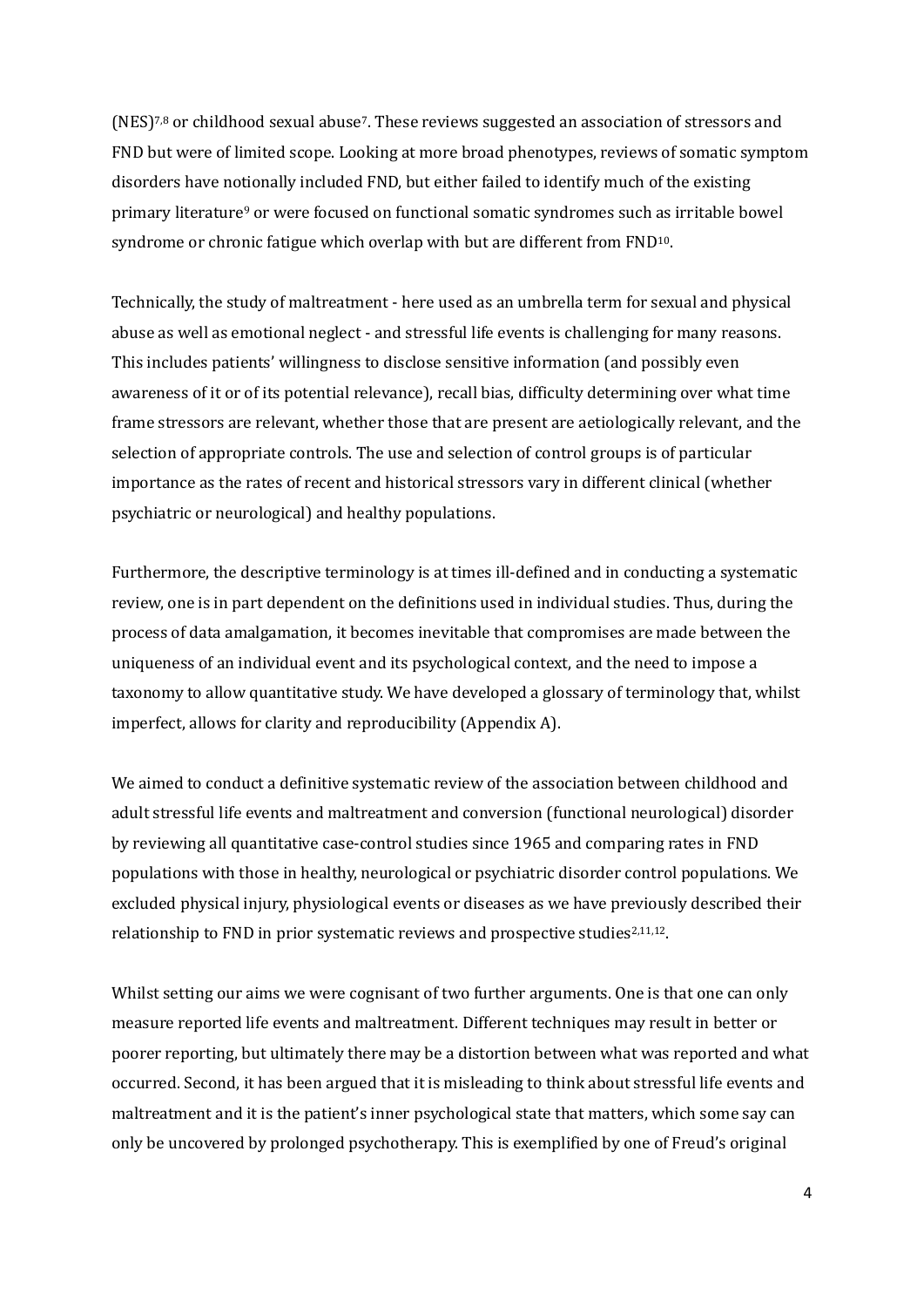(NES)[7,8] or childhood sexual abuse[7]. These reviews suggested an association of stressors and FND but were of limited scope. Looking at more broad phenotypes, reviews of somatic symptom disorders have notionally included FND, but either failed to identify much of the existing primary literature[9] or were focused on functional somatic syndromes such as irritable bowel syndrome or chronic fatigue which overlap with but are different from FND[10].

Technically, the study of maltreatment - here used as an umbrella term for sexual and physical abuse as well as emotional neglect - and stressful life events is challenging for many reasons. This includes patients' willingness to disclose sensitive information (and possibly even awareness of it or of its potential relevance), recall bias, difficulty determining over what time frame stressors are relevant, whether those that are present are aetiologically relevant, and the selection of appropriate controls. The use and selection of control groups is of particular importance as the rates of recent and historical stressors vary in different clinical (whether psychiatric or neurological) and healthy populations.

Furthermore, the descriptive terminology is at times ill-defined and in conducting a systematic review, one is in part dependent on the definitions used in individual studies. Thus, during the process of data amalgamation, it becomes inevitable that compromises are made between the uniqueness of an individual event and its psychological context, and the need to impose a taxonomy to allow quantitative study. We have developed a glossary of terminology that, whilst imperfect, allows for clarity and reproducibility (Appendix A).

We aimed to conduct a definitive systematic review of the association between childhood and adult stressful life events and maltreatment and conversion (functional neurological) disorder by reviewing all quantitative case-control studies since 1965 and comparing rates in FND populations with those in healthy, neurological or psychiatric disorder control populations. We excluded physical injury, physiological events or diseases as we have previously described their relationship to FND in prior systematic reviews and prospective studies[2,11,12].

Whilst setting our aims we were cognisant of two further arguments. One is that one can only measure reported life events and maltreatment. Different techniques may result in better or poorer reporting, but ultimately there may be a distortion between what was reported and what occurred. Second, it has been argued that it is misleading to think about stressful life events and maltreatment and it is the patient's inner psychological state that matters, which some say can only be uncovered by prolonged psychotherapy. This is exemplified by one of Freud's original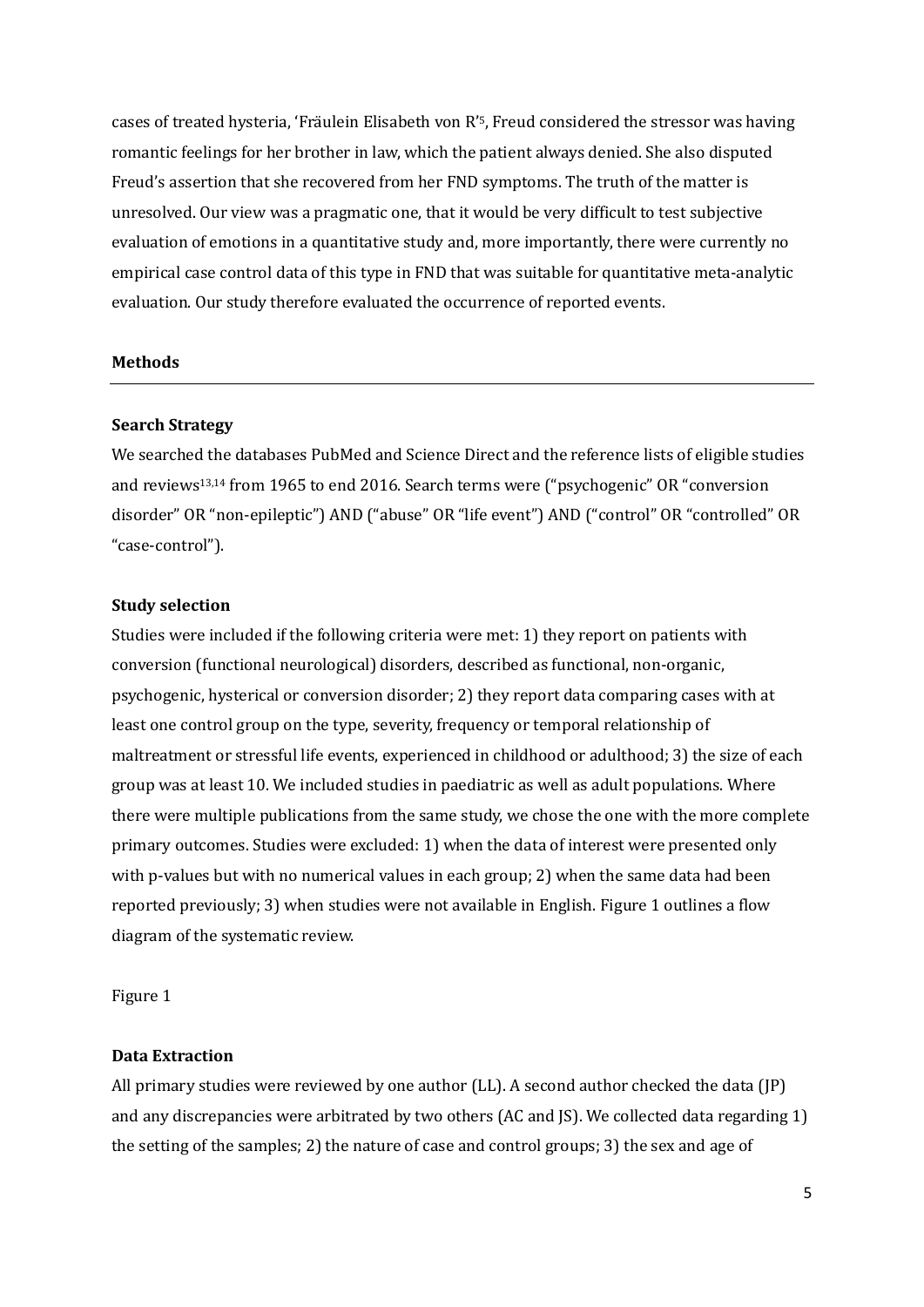cases of treated hysteria, 'Fräulein Elisabeth von R'[5], Freud considered the stressor was having romantic feelings for her brother in law, which the patient always denied. She also disputed Freud's assertion that she recovered from her FND symptoms. The truth of the matter is unresolved. Our view was a pragmatic one, that it would be very difficult to test subjective evaluation of emotions in a quantitative study and, more importantly, there were currently no empirical case control data of this type in FND that was suitable for quantitative meta-analytic evaluation. Our study therefore evaluated the occurrence of reported events.

## Methods

### Search Strategy

We searched the databases PubMed and Science Direct and the reference lists of eligible studies and reviews[13,14] from 1965 to end 2016. Search terms were ("psychogenic" OR "conversion disorder" OR "non-epileptic") AND ("abuse" OR "life event") AND ("control" OR "controlled" OR "case-control").

### Study selection

Studies were included if the following criteria were met: 1) they report on patients with conversion (functional neurological) disorders, described as functional, non-organic, psychogenic, hysterical or conversion disorder; 2) they report data comparing cases with at least one control group on the type, severity, frequency or temporal relationship of maltreatment or stressful life events, experienced in childhood or adulthood; 3) the size of each group was at least 10. We included studies in paediatric as well as adult populations. Where there were multiple publications from the same study, we chose the one with the more complete primary outcomes. Studies were excluded: 1) when the data of interest were presented only with p-values but with no numerical values in each group; 2) when the same data had been reported previously; 3) when studies were not available in English. Figure 1 outlines a flow diagram of the systematic review.

Figure 1

### Data Extraction

All primary studies were reviewed by one author (LL). A second author checked the data (JP) and any discrepancies were arbitrated by two others (AC and JS). We collected data regarding 1) the setting of the samples; 2) the nature of case and control groups; 3) the sex and age of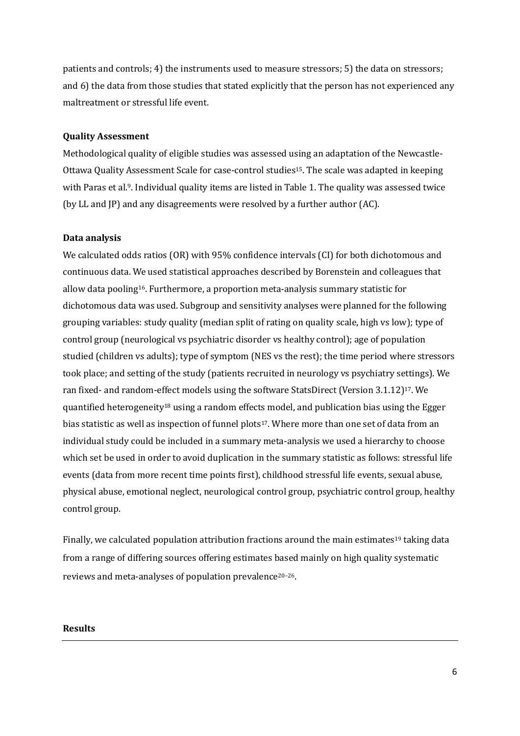patients and controls; 4) the instruments used to measure stressors; 5) the data on stressors; and 6) the data from those studies that stated explicitly that the person has not experienced any maltreatment or stressful life event.

**Quality Assessment**

Methodological quality of eligible studies was assessed using an adaptation of the Newcastle-Ottawa Quality Assessment Scale for case-control studies[15]. The scale was adapted in keeping with Paras et al.[9]. Individual quality items are listed in Table 1. The quality was assessed twice (by LL and JP) and any disagreements were resolved by a further author (AC).

**Data analysis**

We calculated odds ratios (OR) with 95% confidence intervals (CI) for both dichotomous and continuous data. We used statistical approaches described by Borenstein and colleagues that allow data pooling[16]. Furthermore, a proportion meta-analysis summary statistic for dichotomous data was used. Subgroup and sensitivity analyses were planned for the following grouping variables: study quality (median split of rating on quality scale, high vs low); type of control group (neurological vs psychiatric disorder vs healthy control); age of population studied (children vs adults); type of symptom (NES vs the rest); the time period where stressors took place; and setting of the study (patients recruited in neurology vs psychiatry settings). We ran fixed- and random-effect models using the software StatsDirect (Version 3.1.12)[17]. We quantified heterogeneity[18] using a random effects model, and publication bias using the Egger bias statistic as well as inspection of funnel plots[17]. Where more than one set of data from an individual study could be included in a summary meta-analysis we used a hierarchy to choose which set be used in order to avoid duplication in the summary statistic as follows: stressful life events (data from more recent time points first), childhood stressful life events, sexual abuse, physical abuse, emotional neglect, neurological control group, psychiatric control group, healthy control group.

Finally, we calculated population attribution fractions around the main estimates[19] taking data from a range of differing sources offering estimates based mainly on high quality systematic reviews and meta-analyses of population prevalence[20–26].

**Results**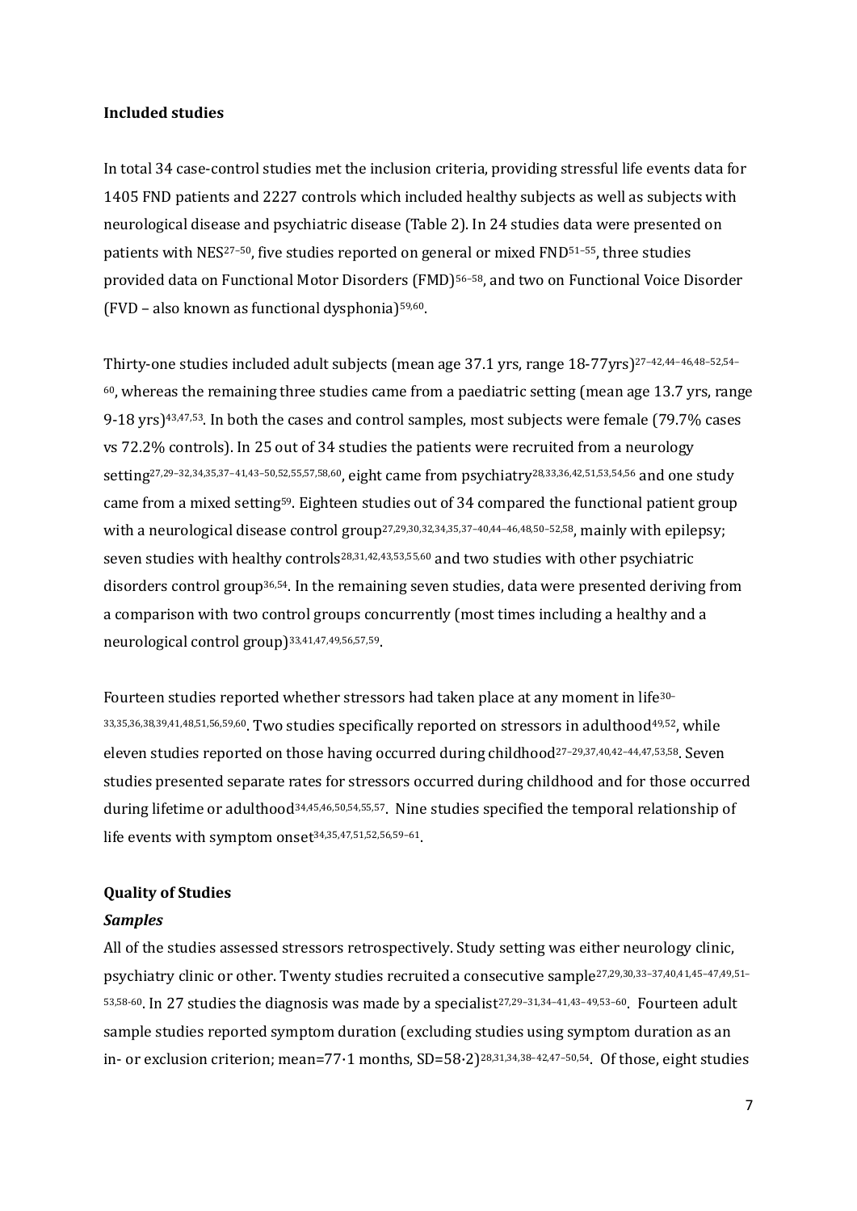**Included studies**

In total 34 case-control studies met the inclusion criteria, providing stressful life events data for 1405 FND patients and 2227 controls which included healthy subjects as well as subjects with neurological disease and psychiatric disease (Table 2). In 24 studies data were presented on patients with NES[27–50], five studies reported on general or mixed FND[51–55], three studies provided data on Functional Motor Disorders (FMD)[56–58], and two on Functional Voice Disorder (FVD – also known as functional dysphonia)[59,60].

Thirty-one studies included adult subjects (mean age 37.1 yrs, range 18-77yrs)[27–42,44–46,48–52,54–60], whereas the remaining three studies came from a paediatric setting (mean age 13.7 yrs, range 9-18 yrs)[43,47,53]. In both the cases and control samples, most subjects were female (79.7% cases vs 72.2% controls). In 25 out of 34 studies the patients were recruited from a neurology setting[27,29–32,34,35,37–41,43–50,52,55,57,58,60], eight came from psychiatry[28,33,36,42,51,53,54,56] and one study came from a mixed setting[59]. Eighteen studies out of 34 compared the functional patient group with a neurological disease control group[27,29,30,32,34,35,37–40,44–46,48,50–52,58], mainly with epilepsy; seven studies with healthy controls[28,31,42,43,53,55,60] and two studies with other psychiatric disorders control group[36,54]. In the remaining seven studies, data were presented deriving from a comparison with two control groups concurrently (most times including a healthy and a neurological control group)[33,41,47,49,56,57,59].

Fourteen studies reported whether stressors had taken place at any moment in life[30–33,35,36,38,39,41,48,51,56,59,60]. Two studies specifically reported on stressors in adulthood[49,52], while eleven studies reported on those having occurred during childhood[27–29,37,40,42–44,47,53,58]. Seven studies presented separate rates for stressors occurred during childhood and for those occurred during lifetime or adulthood[34,45,46,50,54,55,57]. Nine studies specified the temporal relationship of life events with symptom onset[34,35,47,51,52,56,59–61].

**Quality of Studies**

***Samples***

All of the studies assessed stressors retrospectively. Study setting was either neurology clinic, psychiatry clinic or other. Twenty studies recruited a consecutive sample[27,29,30,33–37,40,41,45–47,49,51–53,58-60]. In 27 studies the diagnosis was made by a specialist[27,29–31,34–41,43–49,53–60]. Fourteen adult sample studies reported symptom duration (excluding studies using symptom duration as an in- or exclusion criterion; mean=77·1 months, SD=58·2)[28,31,34,38–42,47–50,54]. Of those, eight studies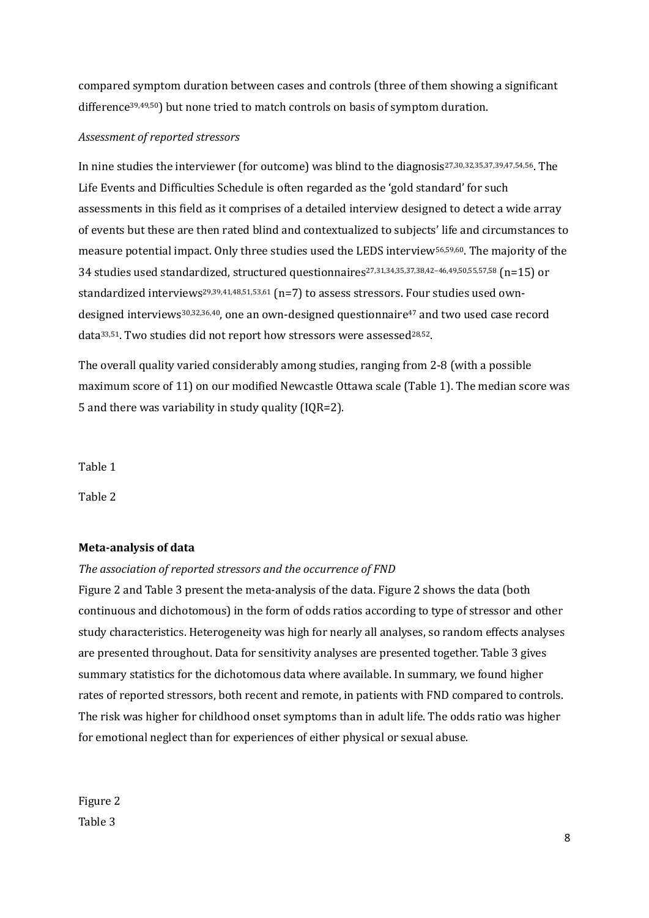compared symptom duration between cases and controls (three of them showing a significant difference[39,49,50]) but none tried to match controls on basis of symptom duration.

*Assessment of reported stressors*

In nine studies the interviewer (for outcome) was blind to the diagnosis[27,30,32,35,37,39,47,54,56]. The Life Events and Difficulties Schedule is often regarded as the 'gold standard' for such assessments in this field as it comprises of a detailed interview designed to detect a wide array of events but these are then rated blind and contextualized to subjects' life and circumstances to measure potential impact. Only three studies used the LEDS interview[56,59,60]. The majority of the 34 studies used standardized, structured questionnaires[27,31,34,35,37,38,42–46,49,50,55,57,58] (n=15) or standardized interviews[29,39,41,48,51,53,61] (n=7) to assess stressors. Four studies used own-designed interviews[30,32,36,40], one an own-designed questionnaire[47] and two used case record data[33,51]. Two studies did not report how stressors were assessed[28,52].

The overall quality varied considerably among studies, ranging from 2-8 (with a possible maximum score of 11) on our modified Newcastle Ottawa scale (Table 1). The median score was 5 and there was variability in study quality (IQR=2).

Table 1

Table 2

**Meta-analysis of data**

*The association of reported stressors and the occurrence of FND*

Figure 2 and Table 3 present the meta-analysis of the data. Figure 2 shows the data (both continuous and dichotomous) in the form of odds ratios according to type of stressor and other study characteristics. Heterogeneity was high for nearly all analyses, so random effects analyses are presented throughout. Data for sensitivity analyses are presented together. Table 3 gives summary statistics for the dichotomous data where available. In summary, we found higher rates of reported stressors, both recent and remote, in patients with FND compared to controls. The risk was higher for childhood onset symptoms than in adult life. The odds ratio was higher for emotional neglect than for experiences of either physical or sexual abuse.

Figure 2

Table 3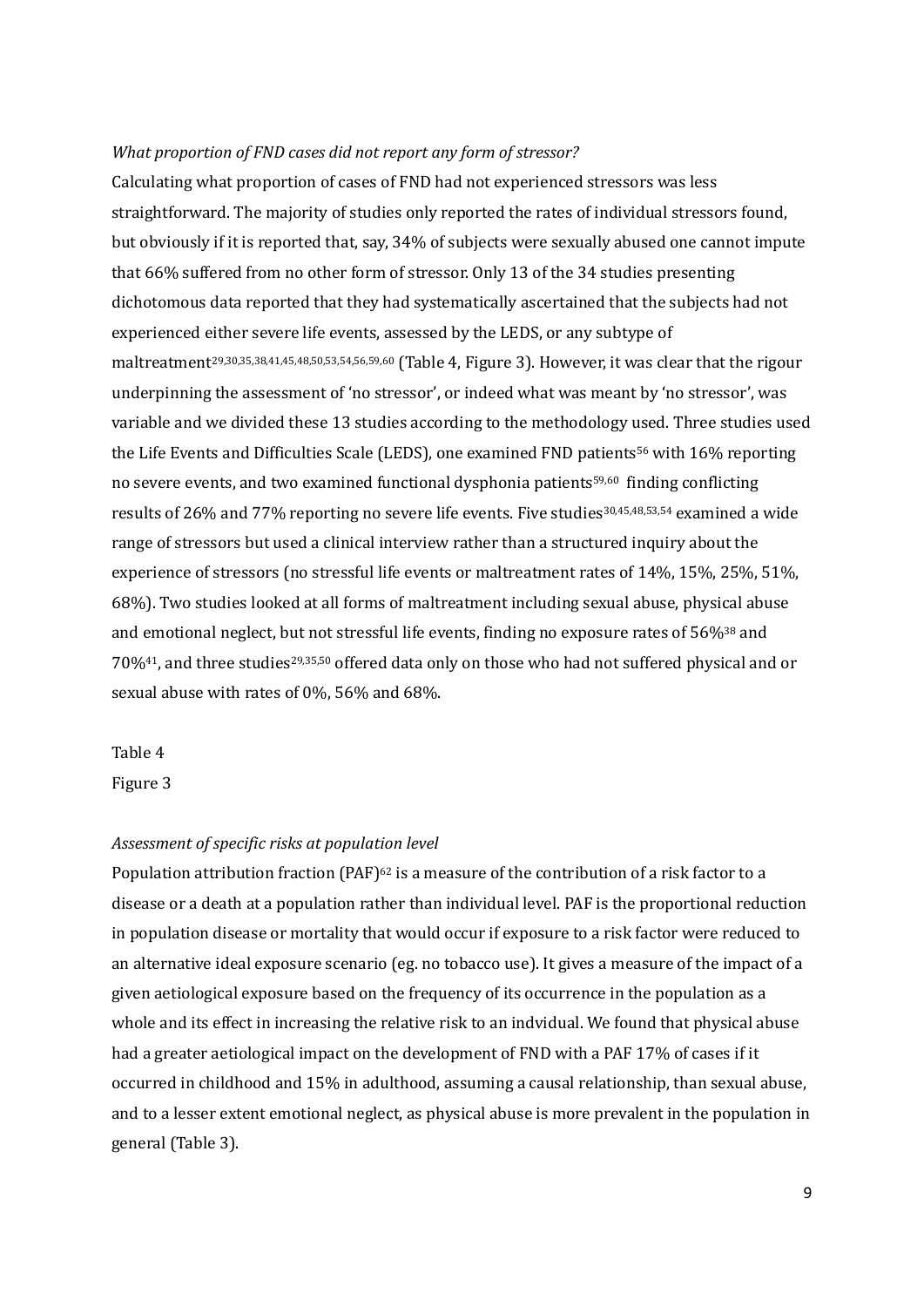*What proportion of FND cases did not report any form of stressor?*

Calculating what proportion of cases of FND had not experienced stressors was less straightforward. The majority of studies only reported the rates of individual stressors found, but obviously if it is reported that, say, 34% of subjects were sexually abused one cannot impute that 66% suffered from no other form of stressor. Only 13 of the 34 studies presenting dichotomous data reported that they had systematically ascertained that the subjects had not experienced either severe life events, assessed by the LEDS, or any subtype of maltreatment[29,30,35,38,41,45,48,50,53,54,56,59,60] (Table 4, Figure 3). However, it was clear that the rigour underpinning the assessment of 'no stressor', or indeed what was meant by 'no stressor', was variable and we divided these 13 studies according to the methodology used. Three studies used the Life Events and Difficulties Scale (LEDS), one examined FND patients[56] with 16% reporting no severe events, and two examined functional dysphonia patients[59,60] finding conflicting results of 26% and 77% reporting no severe life events. Five studies[30,45,48,53,54] examined a wide range of stressors but used a clinical interview rather than a structured inquiry about the experience of stressors (no stressful life events or maltreatment rates of 14%, 15%, 25%, 51%, 68%). Two studies looked at all forms of maltreatment including sexual abuse, physical abuse and emotional neglect, but not stressful life events, finding no exposure rates of 56%[38] and 70%[41], and three studies[29,35,50] offered data only on those who had not suffered physical and or sexual abuse with rates of 0%, 56% and 68%.

Table 4

Figure 3

*Assessment of specific risks at population level*

Population attribution fraction (PAF)[62] is a measure of the contribution of a risk factor to a disease or a death at a population rather than individual level. PAF is the proportional reduction in population disease or mortality that would occur if exposure to a risk factor were reduced to an alternative ideal exposure scenario (eg. no tobacco use). It gives a measure of the impact of a given aetiological exposure based on the frequency of its occurrence in the population as a whole and its effect in increasing the relative risk to an indvidual. We found that physical abuse had a greater aetiological impact on the development of FND with a PAF 17% of cases if it occurred in childhood and 15% in adulthood, assuming a causal relationship, than sexual abuse, and to a lesser extent emotional neglect, as physical abuse is more prevalent in the population in general (Table 3).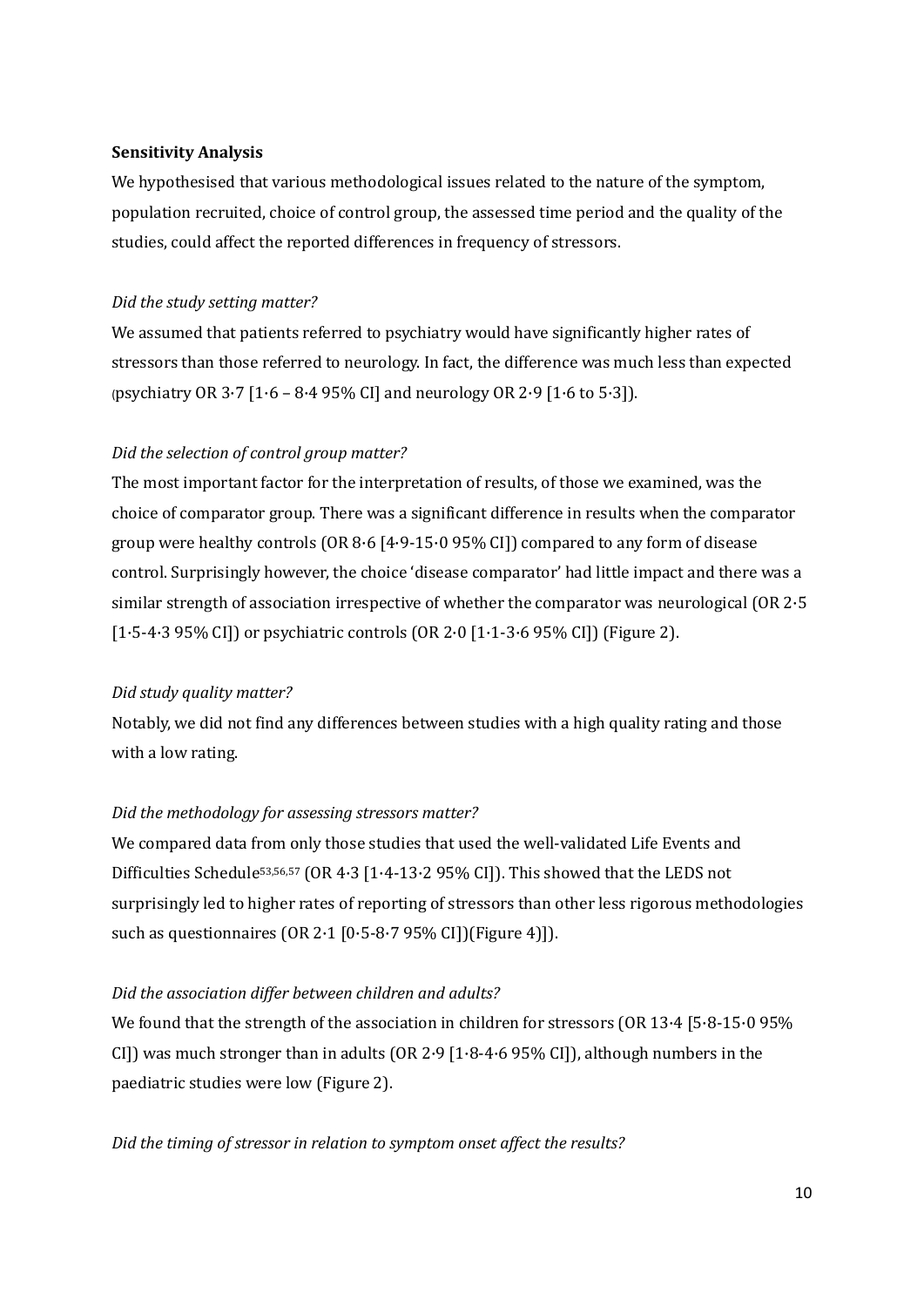**Sensitivity Analysis**

We hypothesised that various methodological issues related to the nature of the symptom, population recruited, choice of control group, the assessed time period and the quality of the studies, could affect the reported differences in frequency of stressors.

*Did the study setting matter?*

We assumed that patients referred to psychiatry would have significantly higher rates of stressors than those referred to neurology. In fact, the difference was much less than expected (psychiatry OR 3·7 [1·6 – 8·4 95% CI] and neurology OR 2·9 [1·6 to 5·3]).

*Did the selection of control group matter?*

The most important factor for the interpretation of results, of those we examined, was the choice of comparator group. There was a significant difference in results when the comparator group were healthy controls (OR 8·6 [4·9-15·0 95% CI]) compared to any form of disease control. Surprisingly however, the choice 'disease comparator' had little impact and there was a similar strength of association irrespective of whether the comparator was neurological (OR 2·5 [1·5-4·3 95% CI]) or psychiatric controls (OR 2·0 [1·1-3·6 95% CI]) (Figure 2).

*Did study quality matter?*

Notably, we did not find any differences between studies with a high quality rating and those with a low rating.

*Did the methodology for assessing stressors matter?*

We compared data from only those studies that used the well-validated Life Events and Difficulties Schedule[53,56,57] (OR 4·3 [1·4-13·2 95% CI]). This showed that the LEDS not surprisingly led to higher rates of reporting of stressors than other less rigorous methodologies such as questionnaires (OR 2·1 [0·5-8·7 95% CI])(Figure 4)]).

*Did the association differ between children and adults?*

We found that the strength of the association in children for stressors (OR 13·4 [5·8-15·0 95% CI]) was much stronger than in adults (OR 2·9 [1·8-4·6 95% CI]), although numbers in the paediatric studies were low (Figure 2).

*Did the timing of stressor in relation to symptom onset affect the results?*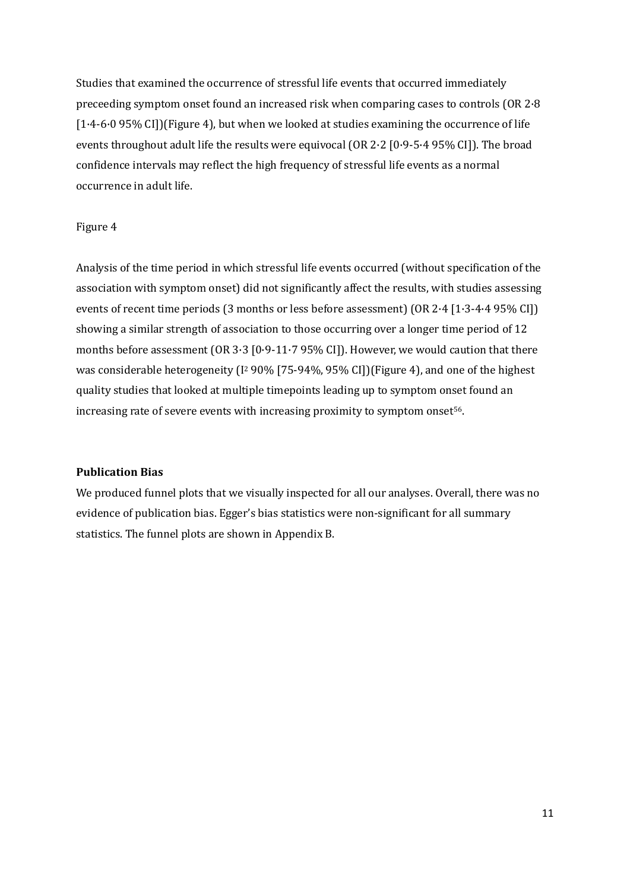Studies that examined the occurrence of stressful life events that occurred immediately preceeding symptom onset found an increased risk when comparing cases to controls (OR 2·8 [1·4-6·0 95% CI])(Figure 4), but when we looked at studies examining the occurrence of life events throughout adult life the results were equivocal (OR 2·2 [0·9-5·4 95% CI]). The broad confidence intervals may reflect the high frequency of stressful life events as a normal occurrence in adult life.

Figure 4

Analysis of the time period in which stressful life events occurred (without specification of the association with symptom onset) did not significantly affect the results, with studies assessing events of recent time periods (3 months or less before assessment) (OR 2·4 [1·3-4·4 95% CI]) showing a similar strength of association to those occurring over a longer time period of 12 months before assessment (OR 3·3 [0·9-11·7 95% CI]). However, we would caution that there was considerable heterogeneity ($I^2$ 90% [75-94%, 95% CI])(Figure 4), and one of the highest quality studies that looked at multiple timepoints leading up to symptom onset found an increasing rate of severe events with increasing proximity to symptom onset[56].

**Publication Bias**

We produced funnel plots that we visually inspected for all our analyses. Overall, there was no evidence of publication bias. Egger's bias statistics were non-significant for all summary statistics. The funnel plots are shown in Appendix B.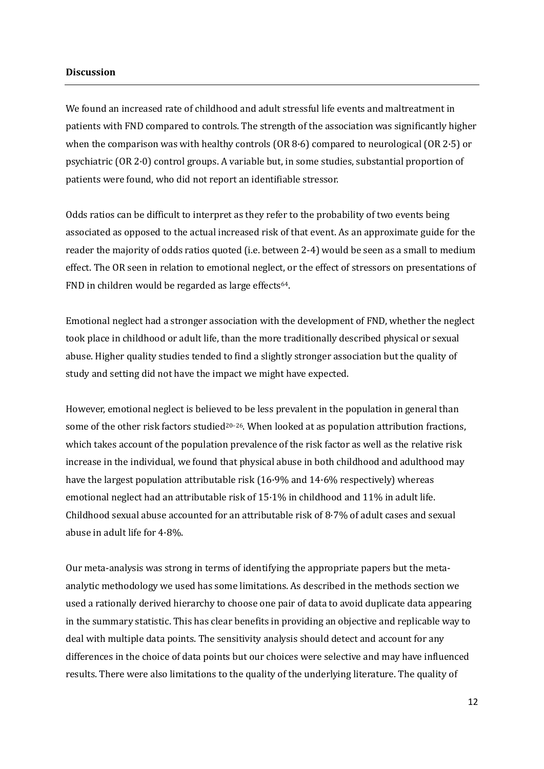**Discussion**

We found an increased rate of childhood and adult stressful life events and maltreatment in patients with FND compared to controls. The strength of the association was significantly higher when the comparison was with healthy controls (OR 8·6) compared to neurological (OR 2·5) or psychiatric (OR 2·0) control groups. A variable but, in some studies, substantial proportion of patients were found, who did not report an identifiable stressor.

Odds ratios can be difficult to interpret as they refer to the probability of two events being associated as opposed to the actual increased risk of that event. As an approximate guide for the reader the majority of odds ratios quoted (i.e. between 2-4) would be seen as a small to medium effect. The OR seen in relation to emotional neglect, or the effect of stressors on presentations of FND in children would be regarded as large effects[64].

Emotional neglect had a stronger association with the development of FND, whether the neglect took place in childhood or adult life, than the more traditionally described physical or sexual abuse. Higher quality studies tended to find a slightly stronger association but the quality of study and setting did not have the impact we might have expected.

However, emotional neglect is believed to be less prevalent in the population in general than some of the other risk factors studied[20–26]. When looked at as population attribution fractions, which takes account of the population prevalence of the risk factor as well as the relative risk increase in the individual, we found that physical abuse in both childhood and adulthood may have the largest population attributable risk (16·9% and 14·6% respectively) whereas emotional neglect had an attributable risk of 15·1% in childhood and 11% in adult life. Childhood sexual abuse accounted for an attributable risk of 8·7% of adult cases and sexual abuse in adult life for 4·8%.

Our meta-analysis was strong in terms of identifying the appropriate papers but the meta-analytic methodology we used has some limitations. As described in the methods section we used a rationally derived hierarchy to choose one pair of data to avoid duplicate data appearing in the summary statistic. This has clear benefits in providing an objective and replicable way to deal with multiple data points. The sensitivity analysis should detect and account for any differences in the choice of data points but our choices were selective and may have influenced results. There were also limitations to the quality of the underlying literature. The quality of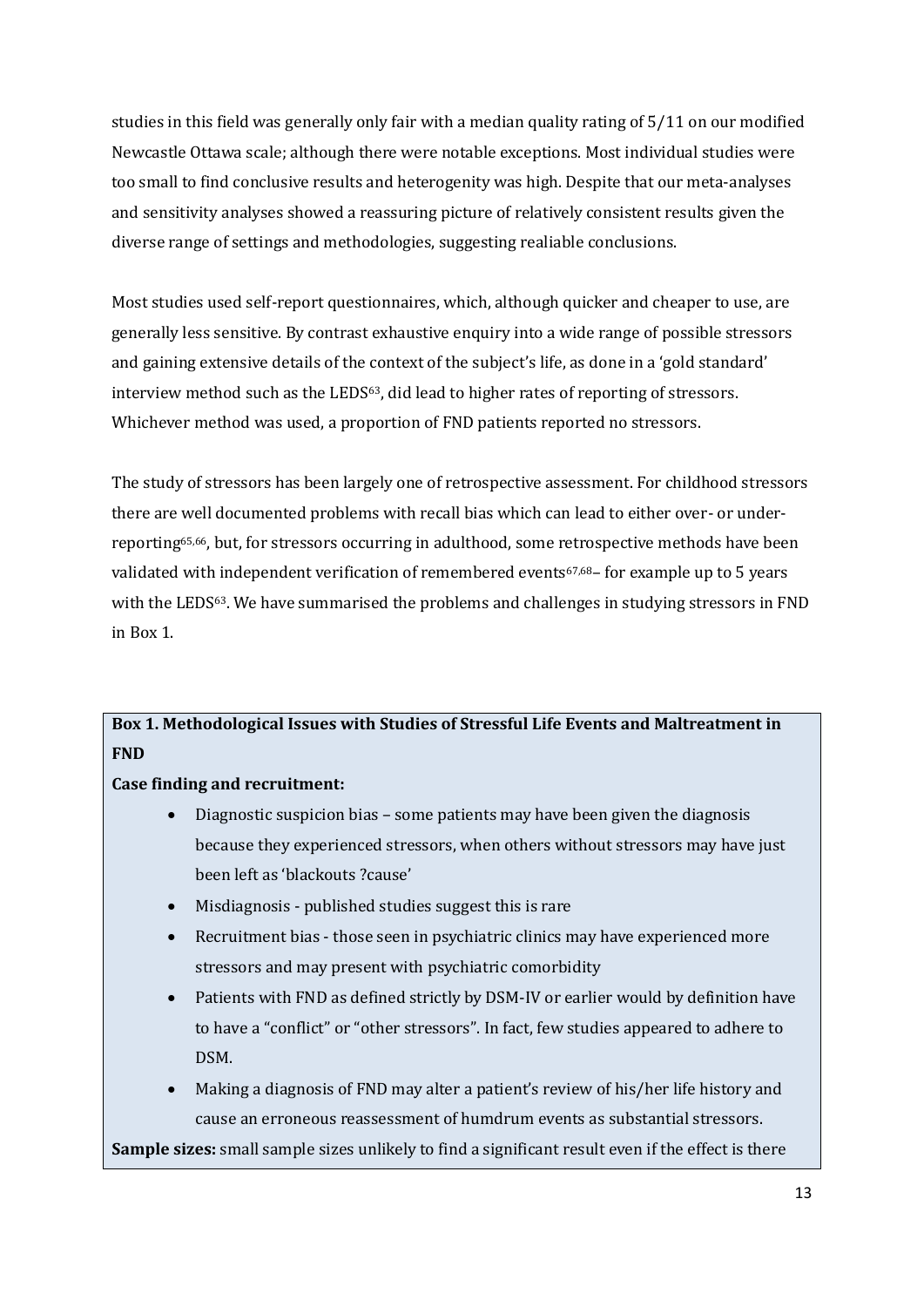studies in this field was generally only fair with a median quality rating of 5/11 on our modified Newcastle Ottawa scale; although there were notable exceptions. Most individual studies were too small to find conclusive results and heterogenity was high. Despite that our meta-analyses and sensitivity analyses showed a reassuring picture of relatively consistent results given the diverse range of settings and methodologies, suggesting realiable conclusions.

Most studies used self-report questionnaires, which, although quicker and cheaper to use, are generally less sensitive. By contrast exhaustive enquiry into a wide range of possible stressors and gaining extensive details of the context of the subject's life, as done in a 'gold standard' interview method such as the LEDS[63], did lead to higher rates of reporting of stressors. Whichever method was used, a proportion of FND patients reported no stressors.

The study of stressors has been largely one of retrospective assessment. For childhood stressors there are well documented problems with recall bias which can lead to either over- or under-reporting[65,66], but, for stressors occurring in adulthood, some retrospective methods have been validated with independent verification of remembered events[67,68]– for example up to 5 years with the LEDS[63]. We have summarised the problems and challenges in studying stressors in FND in Box 1.

**Box 1. Methodological Issues with Studies of Stressful Life Events and Maltreatment in FND**

**Case finding and recruitment:**

- Diagnostic suspicion bias – some patients may have been given the diagnosis because they experienced stressors, when others without stressors may have just been left as 'blackouts ?cause'
- Misdiagnosis - published studies suggest this is rare
- Recruitment bias - those seen in psychiatric clinics may have experienced more stressors and may present with psychiatric comorbidity
- Patients with FND as defined strictly by DSM-IV or earlier would by definition have to have a "conflict" or "other stressors". In fact, few studies appeared to adhere to DSM.
- Making a diagnosis of FND may alter a patient's review of his/her life history and cause an erroneous reassessment of humdrum events as substantial stressors.

**Sample sizes:** small sample sizes unlikely to find a significant result even if the effect is there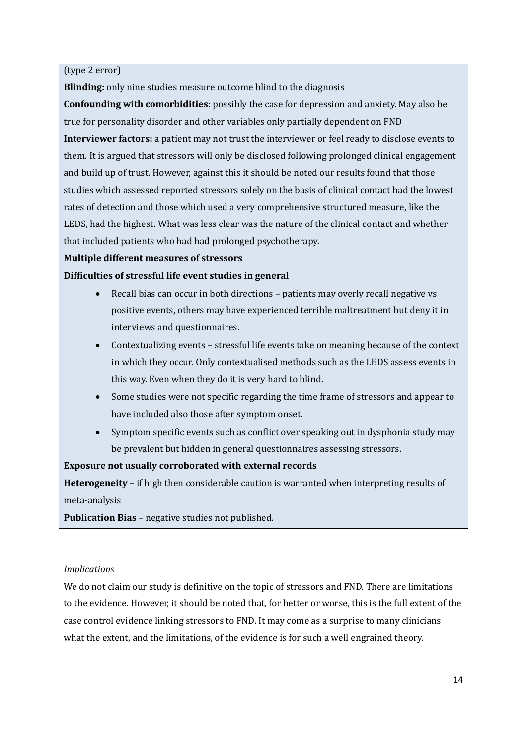(type 2 error)

**Blinding:** only nine studies measure outcome blind to the diagnosis

**Confounding with comorbidities:** possibly the case for depression and anxiety. May also be true for personality disorder and other variables only partially dependent on FND

**Interviewer factors:** a patient may not trust the interviewer or feel ready to disclose events to them. It is argued that stressors will only be disclosed following prolonged clinical engagement and build up of trust. However, against this it should be noted our results found that those studies which assessed reported stressors solely on the basis of clinical contact had the lowest rates of detection and those which used a very comprehensive structured measure, like the LEDS, had the highest. What was less clear was the nature of the clinical contact and whether that included patients who had had prolonged psychotherapy.

**Multiple different measures of stressors**

**Difficulties of stressful life event studies in general**

- Recall bias can occur in both directions – patients may overly recall negative vs positive events, others may have experienced terrible maltreatment but deny it in interviews and questionnaires.
- Contextualizing events – stressful life events take on meaning because of the context in which they occur. Only contextualised methods such as the LEDS assess events in this way. Even when they do it is very hard to blind.
- Some studies were not specific regarding the time frame of stressors and appear to have included also those after symptom onset.
- Symptom specific events such as conflict over speaking out in dysphonia study may be prevalent but hidden in general questionnaires assessing stressors.

**Exposure not usually corroborated with external records**

**Heterogeneity** – if high then considerable caution is warranted when interpreting results of meta-analysis

**Publication Bias** – negative studies not published.

*Implications*

We do not claim our study is definitive on the topic of stressors and FND. There are limitations to the evidence. However, it should be noted that, for better or worse, this is the full extent of the case control evidence linking stressors to FND. It may come as a surprise to many clinicians what the extent, and the limitations, of the evidence is for such a well engrained theory.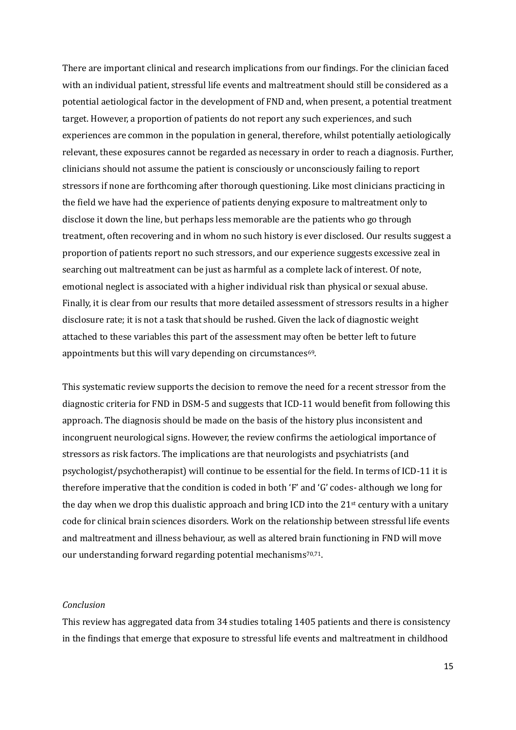There are important clinical and research implications from our findings. For the clinician faced with an individual patient, stressful life events and maltreatment should still be considered as a potential aetiological factor in the development of FND and, when present, a potential treatment target. However, a proportion of patients do not report any such experiences, and such experiences are common in the population in general, therefore, whilst potentially aetiologically relevant, these exposures cannot be regarded as necessary in order to reach a diagnosis. Further, clinicians should not assume the patient is consciously or unconsciously failing to report stressors if none are forthcoming after thorough questioning. Like most clinicians practicing in the field we have had the experience of patients denying exposure to maltreatment only to disclose it down the line, but perhaps less memorable are the patients who go through treatment, often recovering and in whom no such history is ever disclosed. Our results suggest a proportion of patients report no such stressors, and our experience suggests excessive zeal in searching out maltreatment can be just as harmful as a complete lack of interest. Of note, emotional neglect is associated with a higher individual risk than physical or sexual abuse. Finally, it is clear from our results that more detailed assessment of stressors results in a higher disclosure rate; it is not a task that should be rushed. Given the lack of diagnostic weight attached to these variables this part of the assessment may often be better left to future appointments but this will vary depending on circumstances[69].

This systematic review supports the decision to remove the need for a recent stressor from the diagnostic criteria for FND in DSM-5 and suggests that ICD-11 would benefit from following this approach. The diagnosis should be made on the basis of the history plus inconsistent and incongruent neurological signs. However, the review confirms the aetiological importance of stressors as risk factors. The implications are that neurologists and psychiatrists (and psychologist/psychotherapist) will continue to be essential for the field. In terms of ICD-11 it is therefore imperative that the condition is coded in both 'F' and 'G' codes- although we long for the day when we drop this dualistic approach and bring ICD into the 21st century with a unitary code for clinical brain sciences disorders. Work on the relationship between stressful life events and maltreatment and illness behaviour, as well as altered brain functioning in FND will move our understanding forward regarding potential mechanisms[70,71].

*Conclusion*

This review has aggregated data from 34 studies totaling 1405 patients and there is consistency in the findings that emerge that exposure to stressful life events and maltreatment in childhood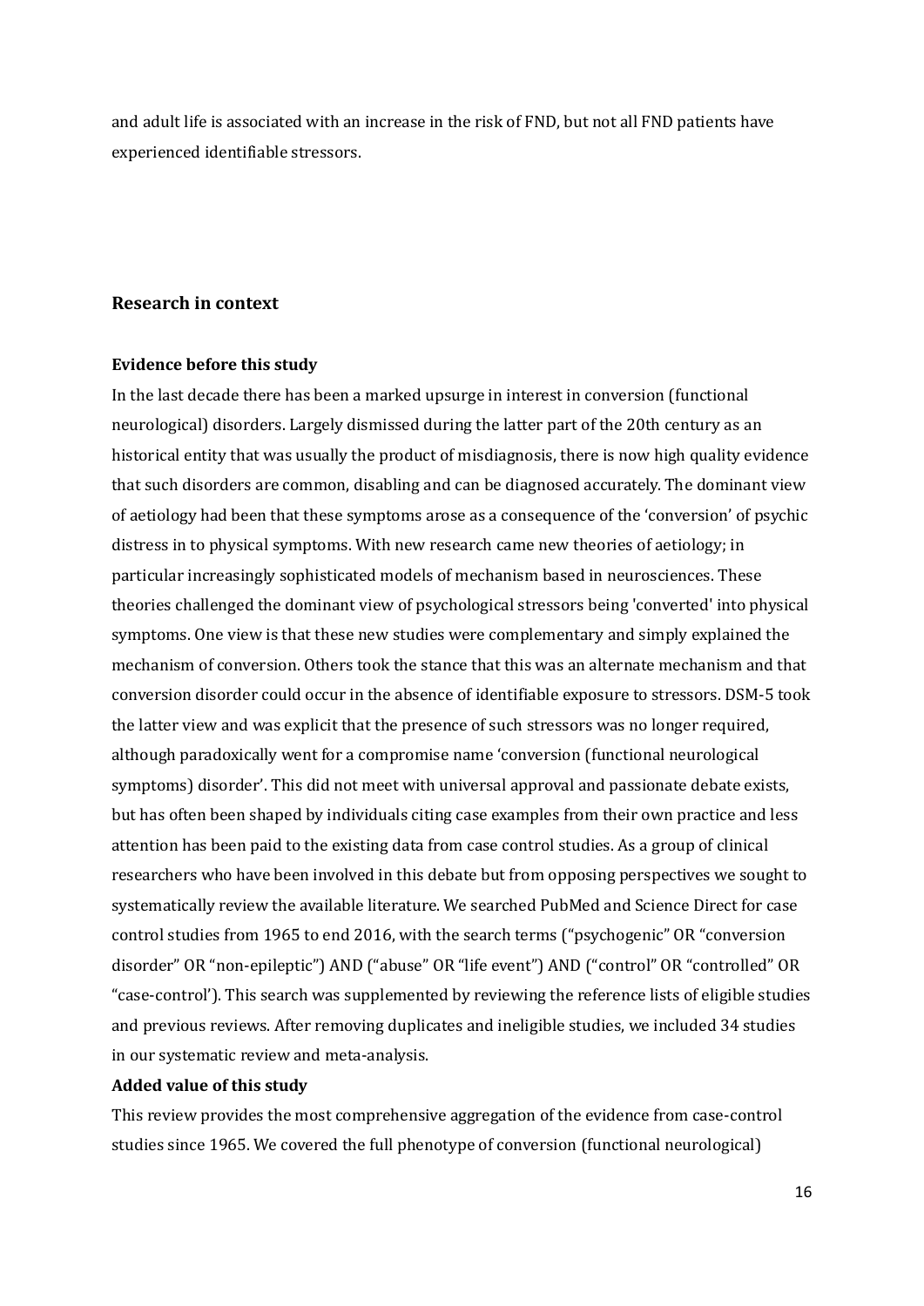and adult life is associated with an increase in the risk of FND, but not all FND patients have experienced identifiable stressors.

## Research in context

### Evidence before this study

In the last decade there has been a marked upsurge in interest in conversion (functional neurological) disorders. Largely dismissed during the latter part of the 20th century as an historical entity that was usually the product of misdiagnosis, there is now high quality evidence that such disorders are common, disabling and can be diagnosed accurately. The dominant view of aetiology had been that these symptoms arose as a consequence of the 'conversion' of psychic distress in to physical symptoms. With new research came new theories of aetiology; in particular increasingly sophisticated models of mechanism based in neurosciences. These theories challenged the dominant view of psychological stressors being 'converted' into physical symptoms. One view is that these new studies were complementary and simply explained the mechanism of conversion. Others took the stance that this was an alternate mechanism and that conversion disorder could occur in the absence of identifiable exposure to stressors. DSM-5 took the latter view and was explicit that the presence of such stressors was no longer required, although paradoxically went for a compromise name 'conversion (functional neurological symptoms) disorder'. This did not meet with universal approval and passionate debate exists, but has often been shaped by individuals citing case examples from their own practice and less attention has been paid to the existing data from case control studies. As a group of clinical researchers who have been involved in this debate but from opposing perspectives we sought to systematically review the available literature. We searched PubMed and Science Direct for case control studies from 1965 to end 2016, with the search terms ("psychogenic" OR "conversion disorder" OR "non-epileptic") AND ("abuse" OR "life event") AND ("control" OR "controlled" OR "case-control'). This search was supplemented by reviewing the reference lists of eligible studies and previous reviews. After removing duplicates and ineligible studies, we included 34 studies in our systematic review and meta-analysis.

### Added value of this study

This review provides the most comprehensive aggregation of the evidence from case-control studies since 1965. We covered the full phenotype of conversion (functional neurological)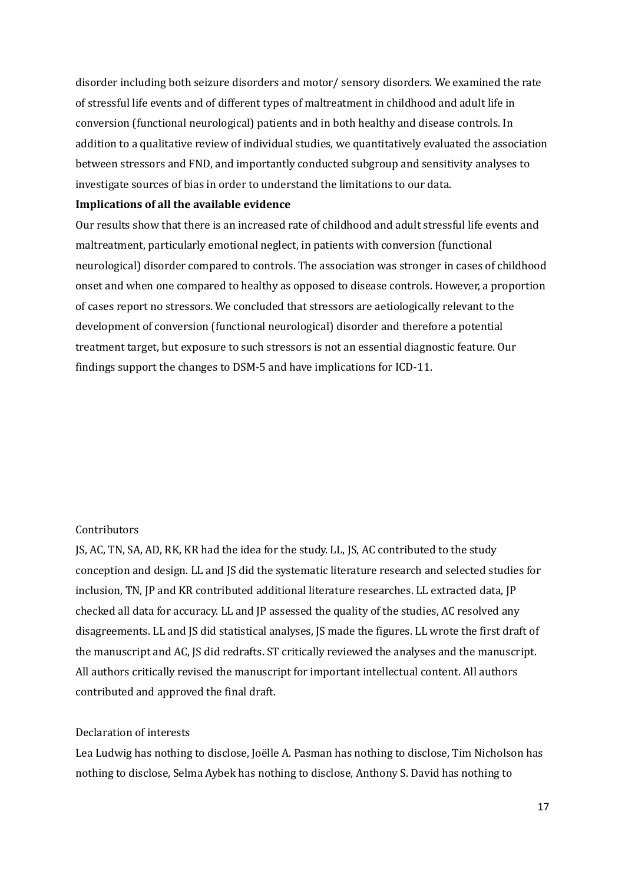disorder including both seizure disorders and motor/ sensory disorders. We examined the rate of stressful life events and of different types of maltreatment in childhood and adult life in conversion (functional neurological) patients and in both healthy and disease controls. In addition to a qualitative review of individual studies, we quantitatively evaluated the association between stressors and FND, and importantly conducted subgroup and sensitivity analyses to investigate sources of bias in order to understand the limitations to our data.

**Implications of all the available evidence**

Our results show that there is an increased rate of childhood and adult stressful life events and maltreatment, particularly emotional neglect, in patients with conversion (functional neurological) disorder compared to controls. The association was stronger in cases of childhood onset and when one compared to healthy as opposed to disease controls. However, a proportion of cases report no stressors. We concluded that stressors are aetiologically relevant to the development of conversion (functional neurological) disorder and therefore a potential treatment target, but exposure to such stressors is not an essential diagnostic feature. Our findings support the changes to DSM-5 and have implications for ICD-11.

Contributors

JS, AC, TN, SA, AD, RK, KR had the idea for the study. LL, JS, AC contributed to the study conception and design. LL and JS did the systematic literature research and selected studies for inclusion, TN, JP and KR contributed additional literature researches. LL extracted data, JP checked all data for accuracy. LL and JP assessed the quality of the studies, AC resolved any disagreements. LL and JS did statistical analyses, JS made the figures. LL wrote the first draft of the manuscript and AC, JS did redrafts. ST critically reviewed the analyses and the manuscript. All authors critically revised the manuscript for important intellectual content. All authors contributed and approved the final draft.

Declaration of interests

Lea Ludwig has nothing to disclose, Joëlle A. Pasman has nothing to disclose, Tim Nicholson has nothing to disclose, Selma Aybek has nothing to disclose, Anthony S. David has nothing to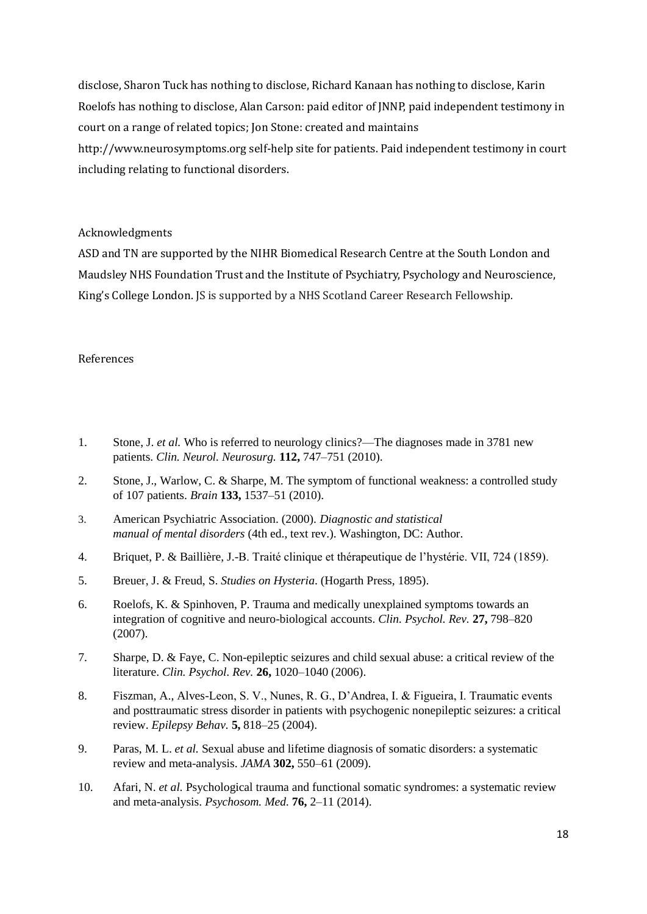disclose, Sharon Tuck has nothing to disclose, Richard Kanaan has nothing to disclose, Karin Roelofs has nothing to disclose, Alan Carson: paid editor of JNNP, paid independent testimony in court on a range of related topics; Jon Stone: created and maintains http://www.neurosymptoms.org self-help site for patients. Paid independent testimony in court including relating to functional disorders.

## Acknowledgments

ASD and TN are supported by the NIHR Biomedical Research Centre at the South London and Maudsley NHS Foundation Trust and the Institute of Psychiatry, Psychology and Neuroscience, King's College London. JS is supported by a NHS Scotland Career Research Fellowship.

## References

1. Stone, J. *et al.* Who is referred to neurology clinics?—The diagnoses made in 3781 new patients. *Clin. Neurol. Neurosurg.* **112,** 747–751 (2010).
2. Stone, J., Warlow, C. & Sharpe, M. The symptom of functional weakness: a controlled study of 107 patients. *Brain* **133,** 1537–51 (2010).
3. American Psychiatric Association. (2000). *Diagnostic and statistical manual of mental disorders* (4th ed., text rev.). Washington, DC: Author.
4. Briquet, P. & Baillière, J.-B. Traité clinique et thérapeutique de l'hystérie. VII, 724 (1859).
5. Breuer, J. & Freud, S. *Studies on Hysteria*. (Hogarth Press, 1895).
6. Roelofs, K. & Spinhoven, P. Trauma and medically unexplained symptoms towards an integration of cognitive and neuro-biological accounts. *Clin. Psychol. Rev.* **27,** 798–820 (2007).
7. Sharpe, D. & Faye, C. Non-epileptic seizures and child sexual abuse: a critical review of the literature. *Clin. Psychol. Rev.* **26,** 1020–1040 (2006).
8. Fiszman, A., Alves-Leon, S. V., Nunes, R. G., D'Andrea, I. & Figueira, I. Traumatic events and posttraumatic stress disorder in patients with psychogenic nonepileptic seizures: a critical review. *Epilepsy Behav.* **5,** 818–25 (2004).
9. Paras, M. L. *et al.* Sexual abuse and lifetime diagnosis of somatic disorders: a systematic review and meta-analysis. *JAMA* **302,** 550–61 (2009).
10. Afari, N. *et al.* Psychological trauma and functional somatic syndromes: a systematic review and meta-analysis. *Psychosom. Med.* **76,** 2–11 (2014).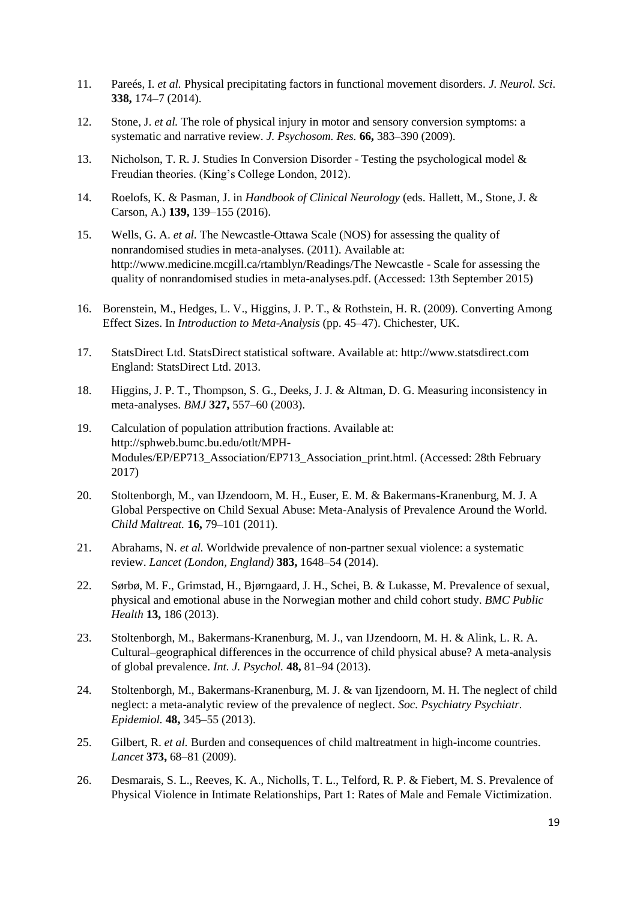11. Pareés, I. *et al.* Physical precipitating factors in functional movement disorders. *J. Neurol. Sci.* **338,** 174–7 (2014).

12. Stone, J. *et al.* The role of physical injury in motor and sensory conversion symptoms: a systematic and narrative review. *J. Psychosom. Res.* **66,** 383–390 (2009).

13. Nicholson, T. R. J. Studies In Conversion Disorder - Testing the psychological model & Freudian theories. (King's College London, 2012).

14. Roelofs, K. & Pasman, J. in *Handbook of Clinical Neurology* (eds. Hallett, M., Stone, J. & Carson, A.) **139,** 139–155 (2016).

15. Wells, G. A. *et al.* The Newcastle-Ottawa Scale (NOS) for assessing the quality of nonrandomised studies in meta-analyses. (2011). Available at: http://www.medicine.mcgill.ca/rtamblyn/Readings/The Newcastle - Scale for assessing the quality of nonrandomised studies in meta-analyses.pdf. (Accessed: 13th September 2015)

16. Borenstein, M., Hedges, L. V., Higgins, J. P. T., & Rothstein, H. R. (2009). Converting Among Effect Sizes. In *Introduction to Meta-Analysis* (pp. 45–47). Chichester, UK.

17. StatsDirect Ltd. StatsDirect statistical software. Available at: http://www.statsdirect.com England: StatsDirect Ltd. 2013.

18. Higgins, J. P. T., Thompson, S. G., Deeks, J. J. & Altman, D. G. Measuring inconsistency in meta-analyses. *BMJ* **327,** 557–60 (2003).

19. Calculation of population attribution fractions. Available at: http://sphweb.bumc.bu.edu/otlt/MPH-Modules/EP/EP713_Association/EP713_Association_print.html. (Accessed: 28th February 2017)

20. Stoltenborgh, M., van IJzendoorn, M. H., Euser, E. M. & Bakermans-Kranenburg, M. J. A Global Perspective on Child Sexual Abuse: Meta-Analysis of Prevalence Around the World. *Child Maltreat.* **16,** 79–101 (2011).

21. Abrahams, N. *et al.* Worldwide prevalence of non-partner sexual violence: a systematic review. *Lancet (London, England)* **383,** 1648–54 (2014).

22. Sørbø, M. F., Grimstad, H., Bjørngaard, J. H., Schei, B. & Lukasse, M. Prevalence of sexual, physical and emotional abuse in the Norwegian mother and child cohort study. *BMC Public Health* **13,** 186 (2013).

23. Stoltenborgh, M., Bakermans-Kranenburg, M. J., van IJzendoorn, M. H. & Alink, L. R. A. Cultural–geographical differences in the occurrence of child physical abuse? A meta-analysis of global prevalence. *Int. J. Psychol.* **48,** 81–94 (2013).

24. Stoltenborgh, M., Bakermans-Kranenburg, M. J. & van Ijzendoorn, M. H. The neglect of child neglect: a meta-analytic review of the prevalence of neglect. *Soc. Psychiatry Psychiatr. Epidemiol.* **48,** 345–55 (2013).

25. Gilbert, R. *et al.* Burden and consequences of child maltreatment in high-income countries. *Lancet* **373,** 68–81 (2009).

26. Desmarais, S. L., Reeves, K. A., Nicholls, T. L., Telford, R. P. & Fiebert, M. S. Prevalence of Physical Violence in Intimate Relationships, Part 1: Rates of Male and Female Victimization.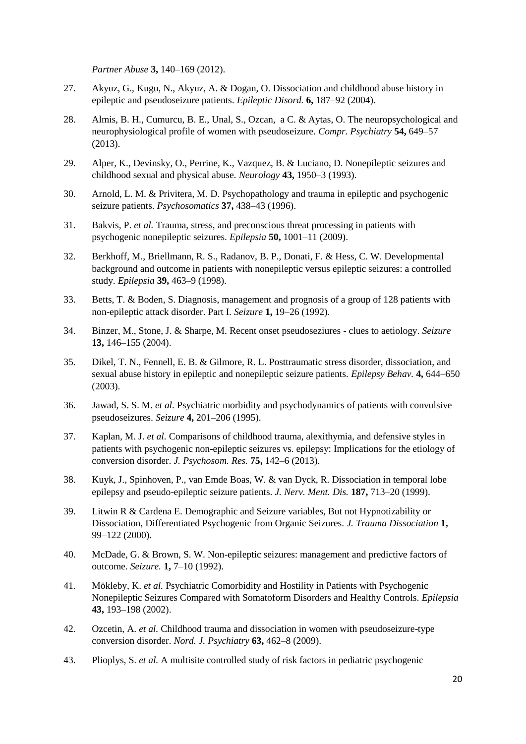*Partner Abuse* **3,** 140–169 (2012).

27. Akyuz, G., Kugu, N., Akyuz, A. & Dogan, O. Dissociation and childhood abuse history in epileptic and pseudoseizure patients. *Epileptic Disord.* **6,** 187–92 (2004).

28. Almis, B. H., Cumurcu, B. E., Unal, S., Ozcan, a C. & Aytas, O. The neuropsychological and neurophysiological profile of women with pseudoseizure. *Compr. Psychiatry* **54,** 649–57 (2013).

29. Alper, K., Devinsky, O., Perrine, K., Vazquez, B. & Luciano, D. Nonepileptic seizures and childhood sexual and physical abuse. *Neurology* **43,** 1950–3 (1993).

30. Arnold, L. M. & Privitera, M. D. Psychopathology and trauma in epileptic and psychogenic seizure patients. *Psychosomatics* **37,** 438–43 (1996).

31. Bakvis, P. *et al.* Trauma, stress, and preconscious threat processing in patients with psychogenic nonepileptic seizures. *Epilepsia* **50,** 1001–11 (2009).

32. Berkhoff, M., Briellmann, R. S., Radanov, B. P., Donati, F. & Hess, C. W. Developmental background and outcome in patients with nonepileptic versus epileptic seizures: a controlled study. *Epilepsia* **39,** 463–9 (1998).

33. Betts, T. & Boden, S. Diagnosis, management and prognosis of a group of 128 patients with non-epileptic attack disorder. Part I. *Seizure* **1,** 19–26 (1992).

34. Binzer, M., Stone, J. & Sharpe, M. Recent onset pseudoseziures - clues to aetiology. *Seizure* **13,** 146–155 (2004).

35. Dikel, T. N., Fennell, E. B. & Gilmore, R. L. Posttraumatic stress disorder, dissociation, and sexual abuse history in epileptic and nonepileptic seizure patients. *Epilepsy Behav.* **4,** 644–650 (2003).

36. Jawad, S. S. M. *et al.* Psychiatric morbidity and psychodynamics of patients with convulsive pseudoseizures. *Seizure* **4,** 201–206 (1995).

37. Kaplan, M. J. *et al.* Comparisons of childhood trauma, alexithymia, and defensive styles in patients with psychogenic non-epileptic seizures vs. epilepsy: Implications for the etiology of conversion disorder. *J. Psychosom. Res.* **75,** 142–6 (2013).

38. Kuyk, J., Spinhoven, P., van Emde Boas, W. & van Dyck, R. Dissociation in temporal lobe epilepsy and pseudo-epileptic seizure patients. *J. Nerv. Ment. Dis.* **187,** 713–20 (1999).

39. Litwin R & Cardena E. Demographic and Seizure variables, But not Hypnotizability or Dissociation, Differentiated Psychogenic from Organic Seizures. *J. Trauma Dissociation* **1,** 99–122 (2000).

40. McDade, G. & Brown, S. W. Non-epileptic seizures: management and predictive factors of outcome. *Seizure.* **1,** 7–10 (1992).

41. Mökleby, K. *et al.* Psychiatric Comorbidity and Hostility in Patients with Psychogenic Nonepileptic Seizures Compared with Somatoform Disorders and Healthy Controls. *Epilepsia* **43,** 193–198 (2002).

42. Ozcetin, A. *et al.* Childhood trauma and dissociation in women with pseudoseizure-type conversion disorder. *Nord. J. Psychiatry* **63,** 462–8 (2009).

43. Plioplys, S. *et al.* A multisite controlled study of risk factors in pediatric psychogenic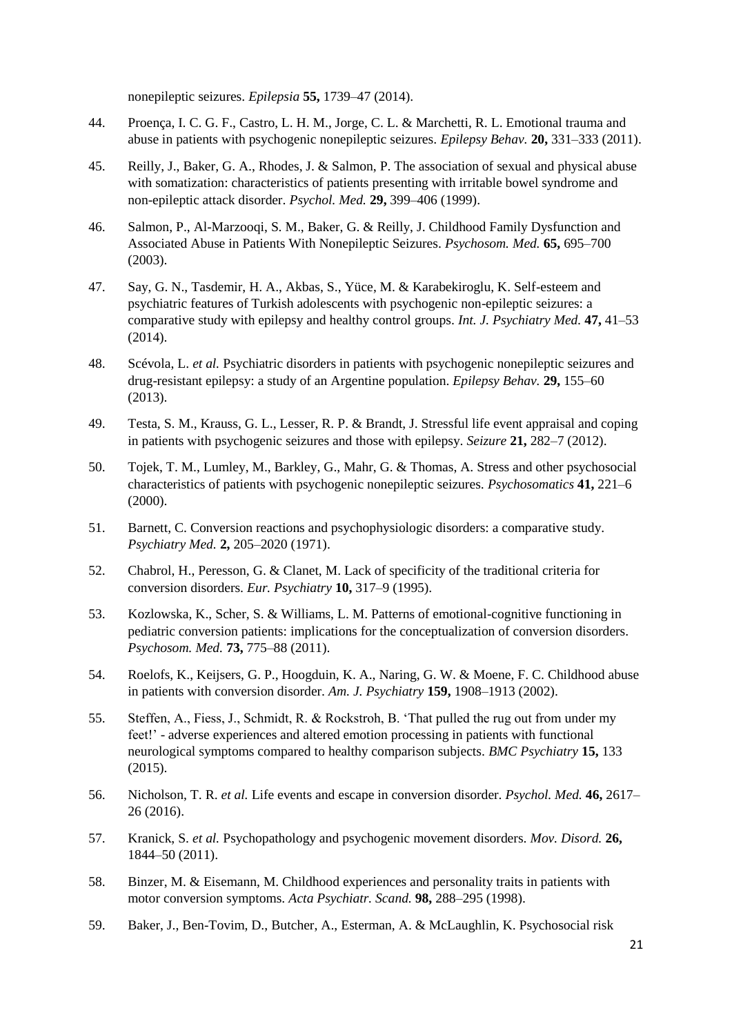nonepileptic seizures. *Epilepsia* **55,** 1739–47 (2014).

44. Proença, I. C. G. F., Castro, L. H. M., Jorge, C. L. & Marchetti, R. L. Emotional trauma and abuse in patients with psychogenic nonepileptic seizures. *Epilepsy Behav.* **20,** 331–333 (2011).

45. Reilly, J., Baker, G. A., Rhodes, J. & Salmon, P. The association of sexual and physical abuse with somatization: characteristics of patients presenting with irritable bowel syndrome and non-epileptic attack disorder. *Psychol. Med.* **29,** 399–406 (1999).

46. Salmon, P., Al-Marzooqi, S. M., Baker, G. & Reilly, J. Childhood Family Dysfunction and Associated Abuse in Patients With Nonepileptic Seizures. *Psychosom. Med.* **65,** 695–700 (2003).

47. Say, G. N., Tasdemir, H. A., Akbas, S., Yüce, M. & Karabekiroglu, K. Self-esteem and psychiatric features of Turkish adolescents with psychogenic non-epileptic seizures: a comparative study with epilepsy and healthy control groups. *Int. J. Psychiatry Med.* **47,** 41–53 (2014).

48. Scévola, L. *et al.* Psychiatric disorders in patients with psychogenic nonepileptic seizures and drug-resistant epilepsy: a study of an Argentine population. *Epilepsy Behav.* **29,** 155–60 (2013).

49. Testa, S. M., Krauss, G. L., Lesser, R. P. & Brandt, J. Stressful life event appraisal and coping in patients with psychogenic seizures and those with epilepsy. *Seizure* **21,** 282–7 (2012).

50. Tojek, T. M., Lumley, M., Barkley, G., Mahr, G. & Thomas, A. Stress and other psychosocial characteristics of patients with psychogenic nonepileptic seizures. *Psychosomatics* **41,** 221–6 (2000).

51. Barnett, C. Conversion reactions and psychophysiologic disorders: a comparative study. *Psychiatry Med.* **2,** 205–2020 (1971).

52. Chabrol, H., Peresson, G. & Clanet, M. Lack of specificity of the traditional criteria for conversion disorders. *Eur. Psychiatry* **10,** 317–9 (1995).

53. Kozlowska, K., Scher, S. & Williams, L. M. Patterns of emotional-cognitive functioning in pediatric conversion patients: implications for the conceptualization of conversion disorders. *Psychosom. Med.* **73,** 775–88 (2011).

54. Roelofs, K., Keijsers, G. P., Hoogduin, K. A., Naring, G. W. & Moene, F. C. Childhood abuse in patients with conversion disorder. *Am. J. Psychiatry* **159,** 1908–1913 (2002).

55. Steffen, A., Fiess, J., Schmidt, R. & Rockstroh, B. 'That pulled the rug out from under my feet!' - adverse experiences and altered emotion processing in patients with functional neurological symptoms compared to healthy comparison subjects. *BMC Psychiatry* **15,** 133 (2015).

56. Nicholson, T. R. *et al.* Life events and escape in conversion disorder. *Psychol. Med.* **46,** 2617–26 (2016).

57. Kranick, S. *et al.* Psychopathology and psychogenic movement disorders. *Mov. Disord.* **26,** 1844–50 (2011).

58. Binzer, M. & Eisemann, M. Childhood experiences and personality traits in patients with motor conversion symptoms. *Acta Psychiatr. Scand.* **98,** 288–295 (1998).

59. Baker, J., Ben-Tovim, D., Butcher, A., Esterman, A. & McLaughlin, K. Psychosocial risk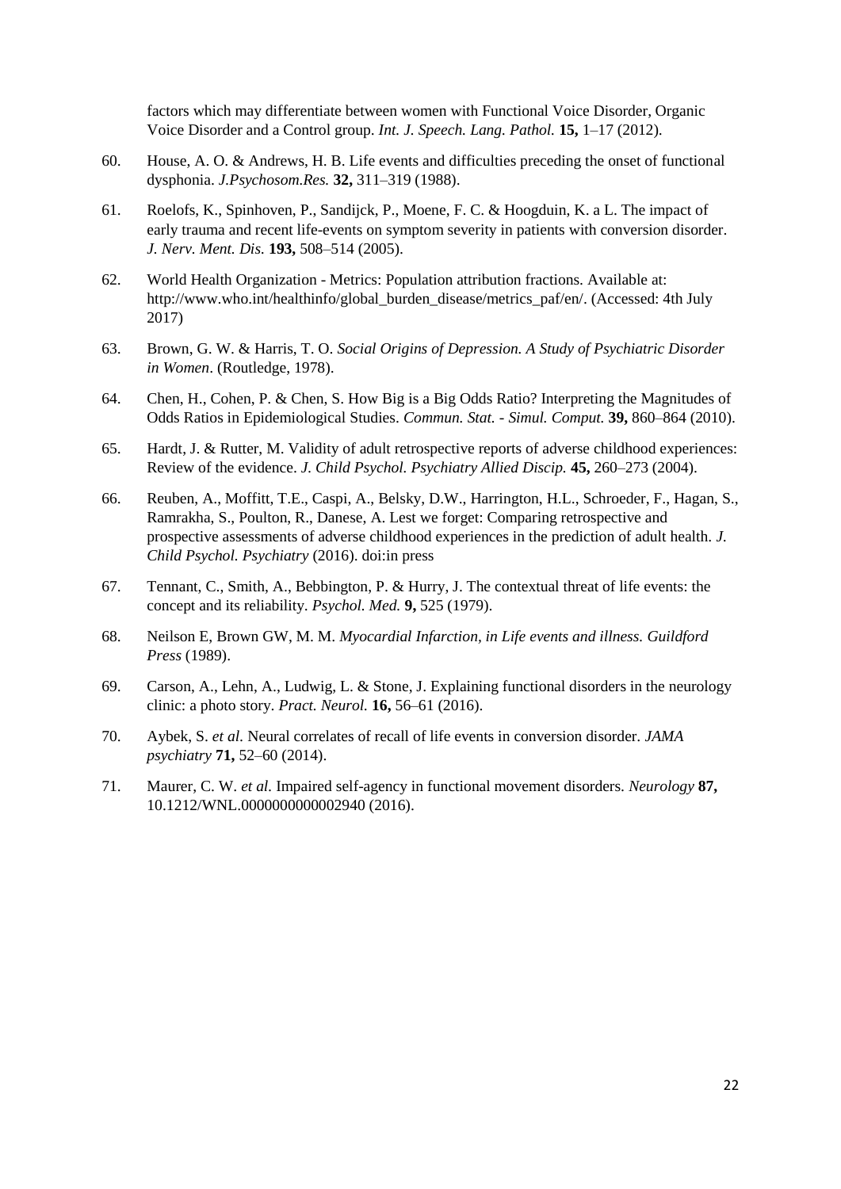factors which may differentiate between women with Functional Voice Disorder, Organic Voice Disorder and a Control group. *Int. J. Speech. Lang. Pathol.* **15,** 1–17 (2012).

60. House, A. O. & Andrews, H. B. Life events and difficulties preceding the onset of functional dysphonia. *J.Psychosom.Res.* **32,** 311–319 (1988).

61. Roelofs, K., Spinhoven, P., Sandijck, P., Moene, F. C. & Hoogduin, K. a L. The impact of early trauma and recent life-events on symptom severity in patients with conversion disorder. *J. Nerv. Ment. Dis.* **193,** 508–514 (2005).

62. World Health Organization - Metrics: Population attribution fractions. Available at: http://www.who.int/healthinfo/global_burden_disease/metrics_paf/en/. (Accessed: 4th July 2017)

63. Brown, G. W. & Harris, T. O. *Social Origins of Depression. A Study of Psychiatric Disorder in Women*. (Routledge, 1978).

64. Chen, H., Cohen, P. & Chen, S. How Big is a Big Odds Ratio? Interpreting the Magnitudes of Odds Ratios in Epidemiological Studies. *Commun. Stat. - Simul. Comput.* **39,** 860–864 (2010).

65. Hardt, J. & Rutter, M. Validity of adult retrospective reports of adverse childhood experiences: Review of the evidence. *J. Child Psychol. Psychiatry Allied Discip.* **45,** 260–273 (2004).

66. Reuben, A., Moffitt, T.E., Caspi, A., Belsky, D.W., Harrington, H.L., Schroeder, F., Hagan, S., Ramrakha, S., Poulton, R., Danese, A. Lest we forget: Comparing retrospective and prospective assessments of adverse childhood experiences in the prediction of adult health. *J. Child Psychol. Psychiatry* (2016). doi:in press

67. Tennant, C., Smith, A., Bebbington, P. & Hurry, J. The contextual threat of life events: the concept and its reliability. *Psychol. Med.* **9,** 525 (1979).

68. Neilson E, Brown GW, M. M. *Myocardial Infarction, in Life events and illness. Guildford Press* (1989).

69. Carson, A., Lehn, A., Ludwig, L. & Stone, J. Explaining functional disorders in the neurology clinic: a photo story. *Pract. Neurol.* **16,** 56–61 (2016).

70. Aybek, S. *et al.* Neural correlates of recall of life events in conversion disorder. *JAMA psychiatry* **71,** 52–60 (2014).

71. Maurer, C. W. *et al.* Impaired self-agency in functional movement disorders. *Neurology* **87,** 10.1212/WNL.0000000000002940 (2016).